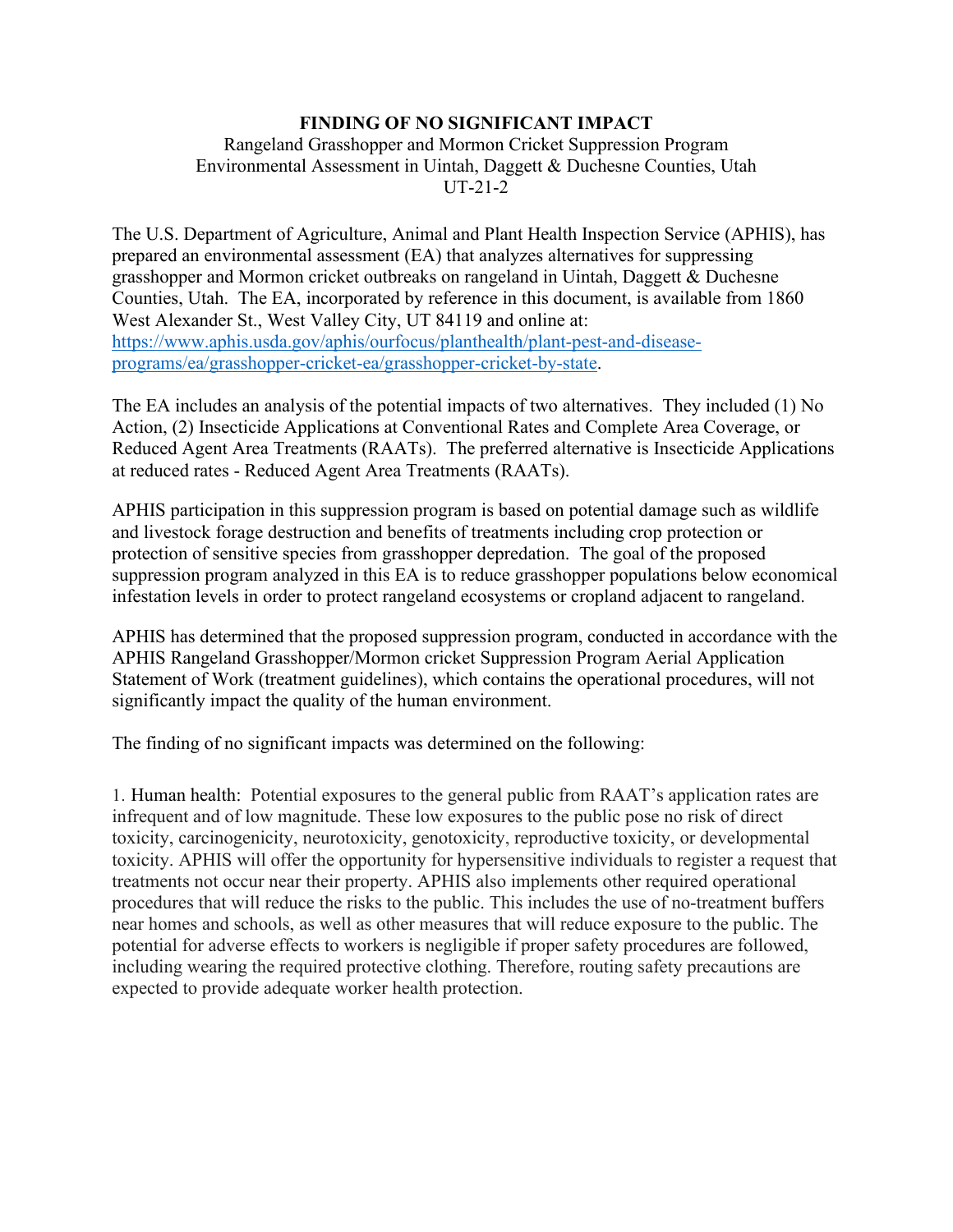# FINDING OF NO SIGNIFICANT IMPACT

Rangeland Grasshopper and Mormon Cricket Suppression Program
Environmental Assessment in Uintah, Daggett & Duchesne Counties, Utah
UT-21-2

The U.S. Department of Agriculture, Animal and Plant Health Inspection Service (APHIS), has prepared an environmental assessment (EA) that analyzes alternatives for suppressing grasshopper and Mormon cricket outbreaks on rangeland in Uintah, Daggett & Duchesne Counties, Utah. The EA, incorporated by reference in this document, is available from 1860 West Alexander St., West Valley City, UT 84119 and online at: [https://www.aphis.usda.gov/aphis/ourfocus/planthealth/plant-pest-and-disease-programs/ea/grasshopper-cricket-ea/grasshopper-cricket-by-state](https://www.aphis.usda.gov/aphis/ourfocus/planthealth/plant-pest-and-disease-programs/ea/grasshopper-cricket-ea/grasshopper-cricket-by-state).

The EA includes an analysis of the potential impacts of two alternatives. They included (1) No Action, (2) Insecticide Applications at Conventional Rates and Complete Area Coverage, or Reduced Agent Area Treatments (RAATs). The preferred alternative is Insecticide Applications at reduced rates - Reduced Agent Area Treatments (RAATs).

APHIS participation in this suppression program is based on potential damage such as wildlife and livestock forage destruction and benefits of treatments including crop protection or protection of sensitive species from grasshopper depredation. The goal of the proposed suppression program analyzed in this EA is to reduce grasshopper populations below economical infestation levels in order to protect rangeland ecosystems or cropland adjacent to rangeland.

APHIS has determined that the proposed suppression program, conducted in accordance with the APHIS Rangeland Grasshopper/Mormon cricket Suppression Program Aerial Application Statement of Work (treatment guidelines), which contains the operational procedures, will not significantly impact the quality of the human environment.

The finding of no significant impacts was determined on the following:

1. Human health: Potential exposures to the general public from RAAT's application rates are infrequent and of low magnitude. These low exposures to the public pose no risk of direct toxicity, carcinogenicity, neurotoxicity, genotoxicity, reproductive toxicity, or developmental toxicity. APHIS will offer the opportunity for hypersensitive individuals to register a request that treatments not occur near their property. APHIS also implements other required operational procedures that will reduce the risks to the public. This includes the use of no-treatment buffers near homes and schools, as well as other measures that will reduce exposure to the public. The potential for adverse effects to workers is negligible if proper safety procedures are followed, including wearing the required protective clothing. Therefore, routing safety precautions are expected to provide adequate worker health protection.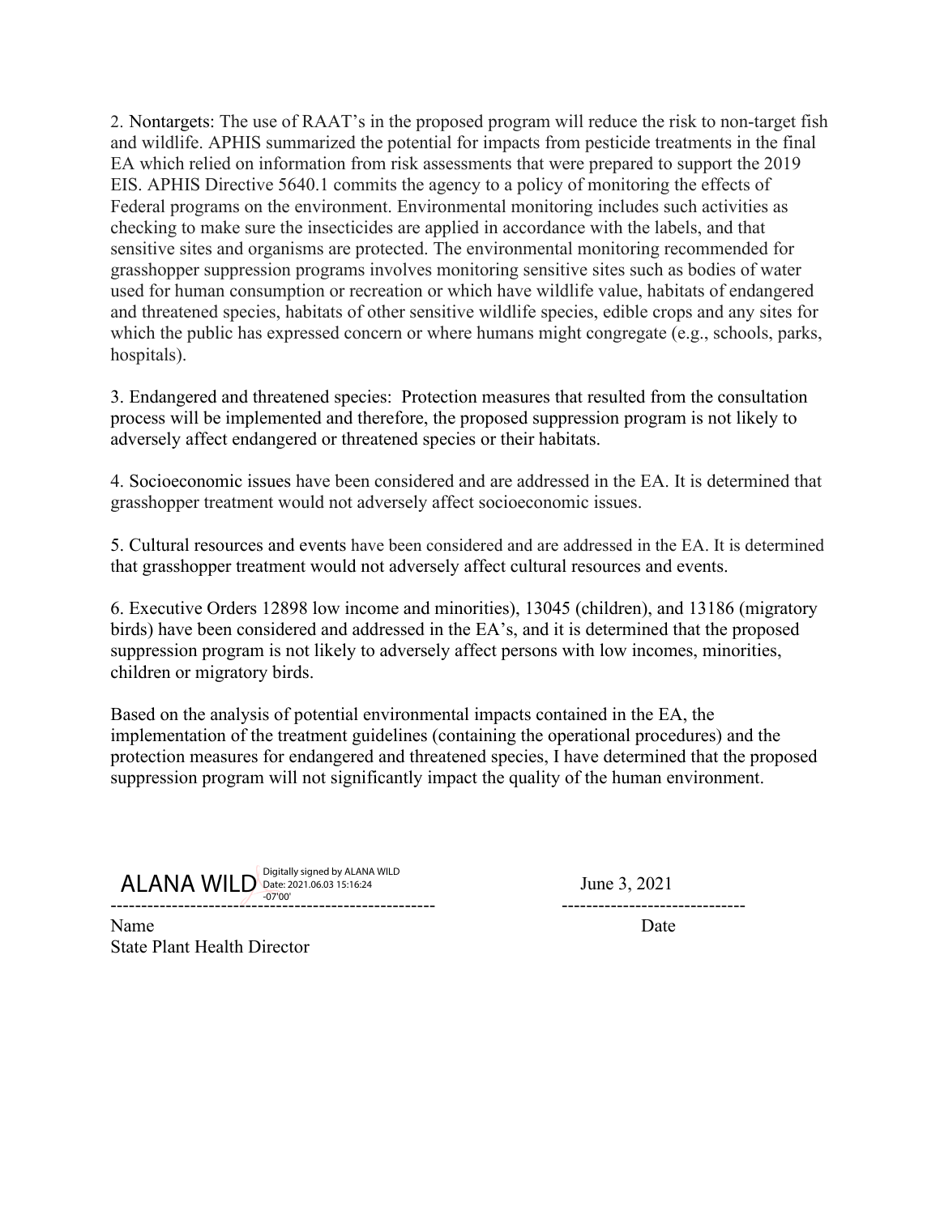2. Nontargets: The use of RAAT's in the proposed program will reduce the risk to non-target fish and wildlife. APHIS summarized the potential for impacts from pesticide treatments in the final EA which relied on information from risk assessments that were prepared to support the 2019 EIS. APHIS Directive 5640.1 commits the agency to a policy of monitoring the effects of Federal programs on the environment. Environmental monitoring includes such activities as checking to make sure the insecticides are applied in accordance with the labels, and that sensitive sites and organisms are protected. The environmental monitoring recommended for grasshopper suppression programs involves monitoring sensitive sites such as bodies of water used for human consumption or recreation or which have wildlife value, habitats of endangered and threatened species, habitats of other sensitive wildlife species, edible crops and any sites for which the public has expressed concern or where humans might congregate (e.g., schools, parks, hospitals).

3. Endangered and threatened species: Protection measures that resulted from the consultation process will be implemented and therefore, the proposed suppression program is not likely to adversely affect endangered or threatened species or their habitats.

4. Socioeconomic issues have been considered and are addressed in the EA. It is determined that grasshopper treatment would not adversely affect socioeconomic issues.

5. Cultural resources and events have been considered and are addressed in the EA. It is determined that grasshopper treatment would not adversely affect cultural resources and events.

6. Executive Orders 12898 low income and minorities), 13045 (children), and 13186 (migratory birds) have been considered and addressed in the EA's, and it is determined that the proposed suppression program is not likely to adversely affect persons with low incomes, minorities, children or migratory birds.

Based on the analysis of potential environmental impacts contained in the EA, the implementation of the treatment guidelines (containing the operational procedures) and the protection measures for endangered and threatened species, I have determined that the proposed suppression program will not significantly impact the quality of the human environment.

ALANA WILD Digitally signed by ALANA WILD Date: 2021.06.03 15:16:24 -07'00'

June 3, 2021

-----------------------------------------------------     ------------------------------

Name

State Plant Health Director

Date